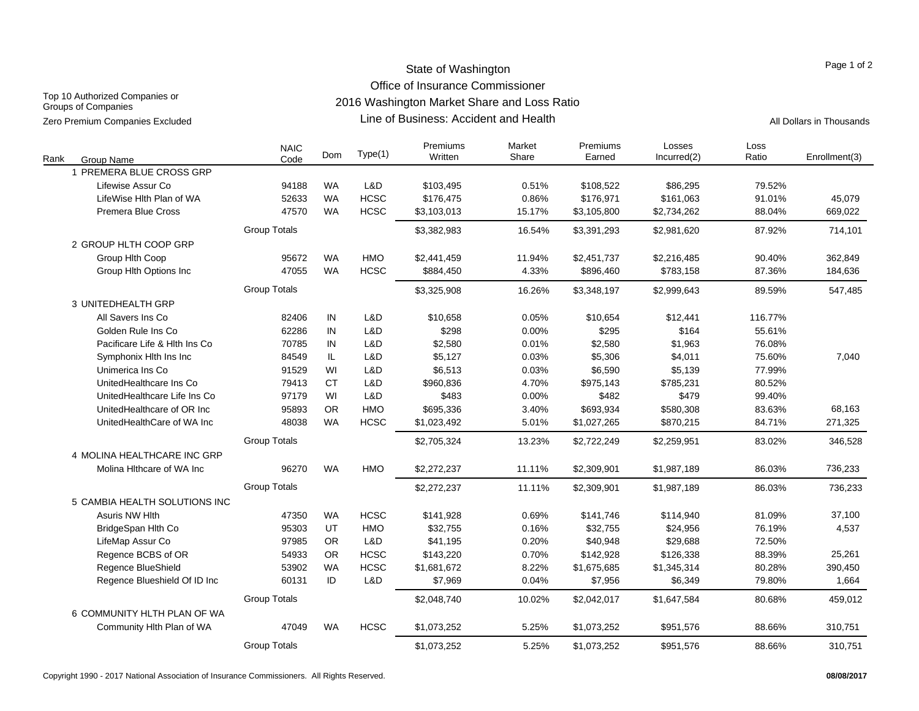# State of Washington
## Office of Insurance Commissioner
## 2016 Washington Market Share and Loss Ratio
## Line of Business: Accident and Health

Top 10 Authorized Companies or Groups of Companies

Zero Premium Companies Excluded

All Dollars in Thousands

| Rank | Group Name | NAIC Code | Dom | Type(1) | Premiums Written | Market Share | Premiums Earned | Losses Incurred(2) | Loss Ratio | Enrollment(3) |
|---|---|---|---|---|---|---|---|---|---|---|
| 1 | PREMERA BLUE CROSS GRP | | | | | | | | | |
| | Lifewise Assur Co | 94188 | WA | L&D | $103,495 | 0.51% | $108,522 | $86,295 | 79.52% | |
| | LifeWise Hlth Plan of WA | 52633 | WA | HCSC | $176,475 | 0.86% | $176,971 | $161,063 | 91.01% | 45,079 |
| | Premera Blue Cross | 47570 | WA | HCSC | $3,103,013 | 15.17% | $3,105,800 | $2,734,262 | 88.04% | 669,022 |
| | Group Totals | | | | $3,382,983 | 16.54% | $3,391,293 | $2,981,620 | 87.92% | 714,101 |
| 2 | GROUP HLTH COOP GRP | | | | | | | | | |
| | Group Hlth Coop | 95672 | WA | HMO | $2,441,459 | 11.94% | $2,451,737 | $2,216,485 | 90.40% | 362,849 |
| | Group Hlth Options Inc | 47055 | WA | HCSC | $884,450 | 4.33% | $896,460 | $783,158 | 87.36% | 184,636 |
| | Group Totals | | | | $3,325,908 | 16.26% | $3,348,197 | $2,999,643 | 89.59% | 547,485 |
| 3 | UNITEDHEALTH GRP | | | | | | | | | |
| | All Savers Ins Co | 82406 | IN | L&D | $10,658 | 0.05% | $10,654 | $12,441 | 116.77% | |
| | Golden Rule Ins Co | 62286 | IN | L&D | $298 | 0.00% | $295 | $164 | 55.61% | |
| | Pacificare Life & Hlth Ins Co | 70785 | IN | L&D | $2,580 | 0.01% | $2,580 | $1,963 | 76.08% | |
| | Symphonix Hlth Ins Inc | 84549 | IL | L&D | $5,127 | 0.03% | $5,306 | $4,011 | 75.60% | 7,040 |
| | Unimerica Ins Co | 91529 | WI | L&D | $6,513 | 0.03% | $6,590 | $5,139 | 77.99% | |
| | UnitedHealthcare Ins Co | 79413 | CT | L&D | $960,836 | 4.70% | $975,143 | $785,231 | 80.52% | |
| | UnitedHealthcare Life Ins Co | 97179 | WI | L&D | $483 | 0.00% | $482 | $479 | 99.40% | |
| | UnitedHealthcare of OR Inc | 95893 | OR | HMO | $695,336 | 3.40% | $693,934 | $580,308 | 83.63% | 68,163 |
| | UnitedHealthCare of WA Inc | 48038 | WA | HCSC | $1,023,492 | 5.01% | $1,027,265 | $870,215 | 84.71% | 271,325 |
| | Group Totals | | | | $2,705,324 | 13.23% | $2,722,249 | $2,259,951 | 83.02% | 346,528 |
| 4 | MOLINA HEALTHCARE INC GRP | | | | | | | | | |
| | Molina Hlthcare of WA Inc | 96270 | WA | HMO | $2,272,237 | 11.11% | $2,309,901 | $1,987,189 | 86.03% | 736,233 |
| | Group Totals | | | | $2,272,237 | 11.11% | $2,309,901 | $1,987,189 | 86.03% | 736,233 |
| 5 | CAMBIA HEALTH SOLUTIONS INC | | | | | | | | | |
| | Asuris NW Hlth | 47350 | WA | HCSC | $141,928 | 0.69% | $141,746 | $114,940 | 81.09% | 37,100 |
| | BridgeSpan Hlth Co | 95303 | UT | HMO | $32,755 | 0.16% | $32,755 | $24,956 | 76.19% | 4,537 |
| | LifeMap Assur Co | 97985 | OR | L&D | $41,195 | 0.20% | $40,948 | $29,688 | 72.50% | |
| | Regence BCBS of OR | 54933 | OR | HCSC | $143,220 | 0.70% | $142,928 | $126,338 | 88.39% | 25,261 |
| | Regence BlueShield | 53902 | WA | HCSC | $1,681,672 | 8.22% | $1,675,685 | $1,345,314 | 80.28% | 390,450 |
| | Regence Blueshield Of ID Inc | 60131 | ID | L&D | $7,969 | 0.04% | $7,956 | $6,349 | 79.80% | 1,664 |
| | Group Totals | | | | $2,048,740 | 10.02% | $2,042,017 | $1,647,584 | 80.68% | 459,012 |
| 6 | COMMUNITY HLTH PLAN OF WA | | | | | | | | | |
| | Community Hlth Plan of WA | 47049 | WA | HCSC | $1,073,252 | 5.25% | $1,073,252 | $951,576 | 88.66% | 310,751 |
| | Group Totals | | | | $1,073,252 | 5.25% | $1,073,252 | $951,576 | 88.66% | 310,751 |

Copyright 1990 - 2017 National Association of Insurance Commissioners. All Rights Reserved.

**08/08/2017**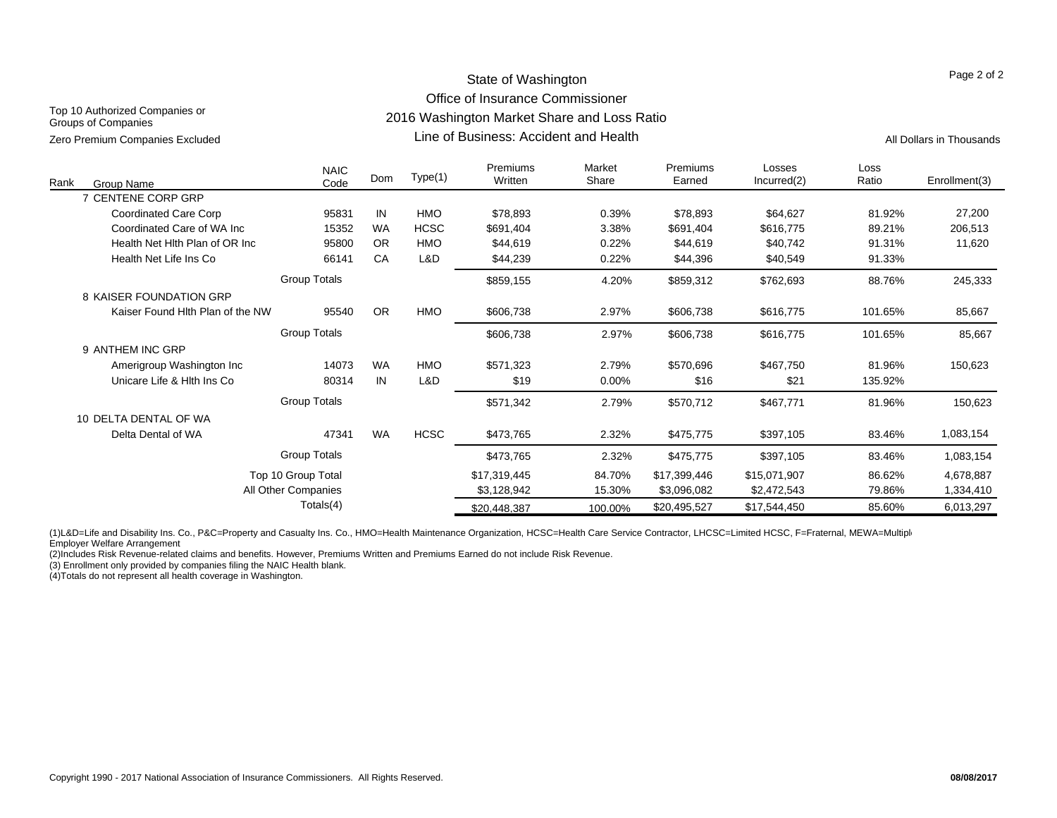# State of Washington
## Office of Insurance Commissioner
## 2016 Washington Market Share and Loss Ratio
## Line of Business: Accident and Health

Top 10 Authorized Companies or Groups of Companies

Zero Premium Companies Excluded

All Dollars in Thousands

| Rank | Group Name | NAIC Code | Dom | Type(1) | Premiums Written | Market Share | Premiums Earned | Losses Incurred(2) | Loss Ratio | Enrollment(3) |
|---|---|---|---|---|---|---|---|---|---|---|
| 7 | CENTENE CORP GRP | | | | | | | | | |
| | Coordinated Care Corp | 95831 | IN | HMO | $78,893 | 0.39% | $78,893 | $64,627 | 81.92% | 27,200 |
| | Coordinated Care of WA Inc | 15352 | WA | HCSC | $691,404 | 3.38% | $691,404 | $616,775 | 89.21% | 206,513 |
| | Health Net Hlth Plan of OR Inc | 95800 | OR | HMO | $44,619 | 0.22% | $44,619 | $40,742 | 91.31% | 11,620 |
| | Health Net Life Ins Co | 66141 | CA | L&D | $44,239 | 0.22% | $44,396 | $40,549 | 91.33% | |
| | Group Totals | | | | $859,155 | 4.20% | $859,312 | $762,693 | 88.76% | 245,333 |
| 8 | KAISER FOUNDATION GRP | | | | | | | | | |
| | Kaiser Found Hlth Plan of the NW | 95540 | OR | HMO | $606,738 | 2.97% | $606,738 | $616,775 | 101.65% | 85,667 |
| | Group Totals | | | | $606,738 | 2.97% | $606,738 | $616,775 | 101.65% | 85,667 |
| 9 | ANTHEM INC GRP | | | | | | | | | |
| | Amerigroup Washington Inc | 14073 | WA | HMO | $571,323 | 2.79% | $570,696 | $467,750 | 81.96% | 150,623 |
| | Unicare Life & Hlth Ins Co | 80314 | IN | L&D | $19 | 0.00% | $16 | $21 | 135.92% | |
| | Group Totals | | | | $571,342 | 2.79% | $570,712 | $467,771 | 81.96% | 150,623 |
| 10 | DELTA DENTAL OF WA | | | | | | | | | |
| | Delta Dental of WA | 47341 | WA | HCSC | $473,765 | 2.32% | $475,775 | $397,105 | 83.46% | 1,083,154 |
| | Group Totals | | | | $473,765 | 2.32% | $475,775 | $397,105 | 83.46% | 1,083,154 |
| | Top 10 Group Total | | | | $17,319,445 | 84.70% | $17,399,446 | $15,071,907 | 86.62% | 4,678,887 |
| | All Other Companies | | | | $3,128,942 | 15.30% | $3,096,082 | $2,472,543 | 79.86% | 1,334,410 |
| | Totals(4) | | | | $20,448,387 | 100.00% | $20,495,527 | $17,544,450 | 85.60% | 6,013,297 |

(1)L&D=Life and Disability Ins. Co., P&C=Property and Casualty Ins. Co., HMO=Health Maintenance Organization, HCSC=Health Care Service Contractor, LHCSC=Limited HCSC, F=Fraternal, MEWA=Multiple Employer Welfare Arrangement

(2)Includes Risk Revenue-related claims and benefits. However, Premiums Written and Premiums Earned do not include Risk Revenue.

(3) Enrollment only provided by companies filing the NAIC Health blank.

(4)Totals do not represent all health coverage in Washington.

Copyright 1990 - 2017 National Association of Insurance Commissioners. All Rights Reserved.

**08/08/2017**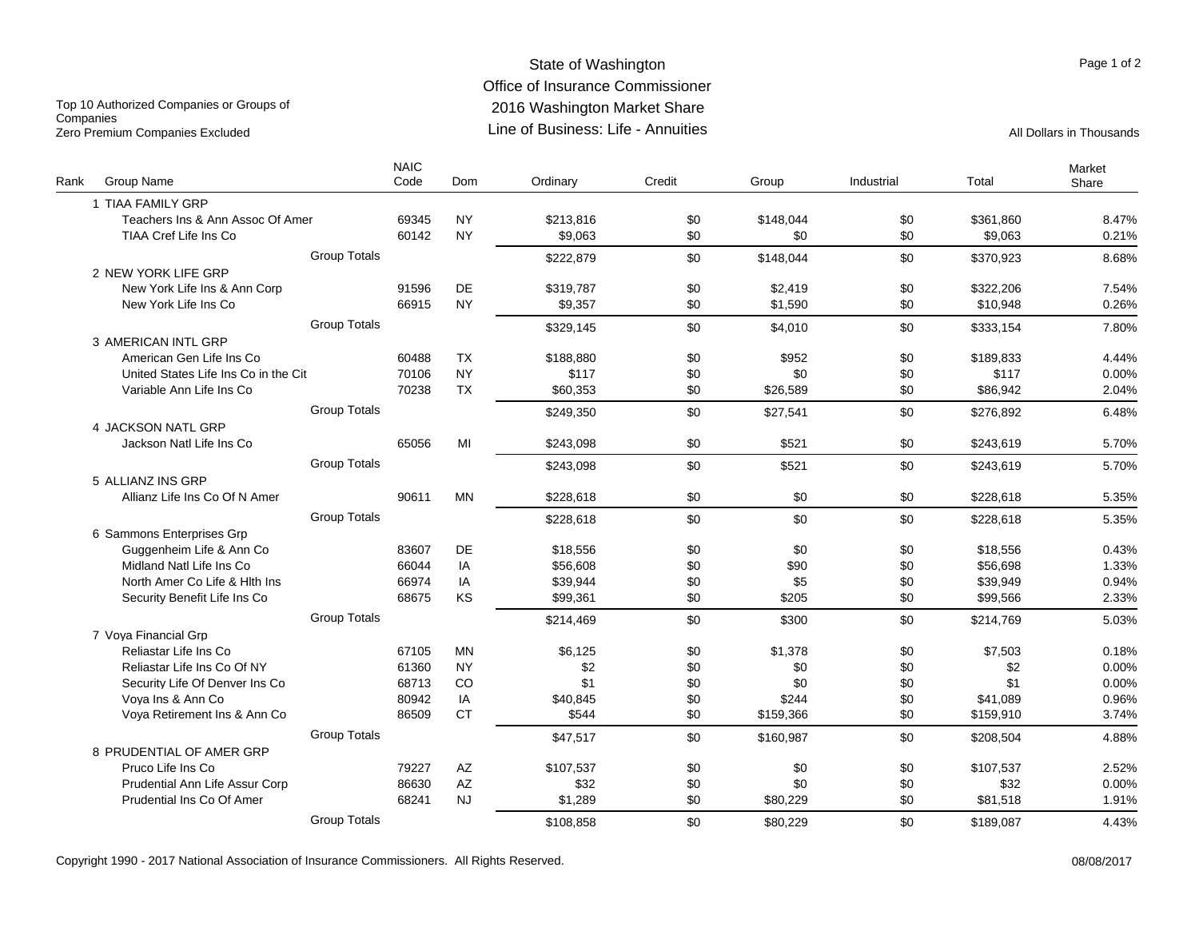# State of Washington
## Office of Insurance Commissioner
## 2016 Washington Market Share
## Line of Business: Life - Annuities

Top 10 Authorized Companies or Groups of Companies
Zero Premium Companies Excluded

All Dollars in Thousands

| Rank | Group Name | NAIC Code | Dom | Ordinary | Credit | Group | Industrial | Total | Market Share |
|---|---|---|---|---|---|---|---|---|---|
| 1 | TIAA FAMILY GRP | | | | | | | | |
| | Teachers Ins & Ann Assoc Of Amer | 69345 | NY | $213,816 | $0 | $148,044 | $0 | $361,860 | 8.47% |
| | TIAA Cref Life Ins Co | 60142 | NY | $9,063 | $0 | $0 | $0 | $9,063 | 0.21% |
| | Group Totals | | | $222,879 | $0 | $148,044 | $0 | $370,923 | 8.68% |
| 2 | NEW YORK LIFE GRP | | | | | | | | |
| | New York Life Ins & Ann Corp | 91596 | DE | $319,787 | $0 | $2,419 | $0 | $322,206 | 7.54% |
| | New York Life Ins Co | 66915 | NY | $9,357 | $0 | $1,590 | $0 | $10,948 | 0.26% |
| | Group Totals | | | $329,145 | $0 | $4,010 | $0 | $333,154 | 7.80% |
| 3 | AMERICAN INTL GRP | | | | | | | | |
| | American Gen Life Ins Co | 60488 | TX | $188,880 | $0 | $952 | $0 | $189,833 | 4.44% |
| | United States Life Ins Co in the Cit | 70106 | NY | $117 | $0 | $0 | $0 | $117 | 0.00% |
| | Variable Ann Life Ins Co | 70238 | TX | $60,353 | $0 | $26,589 | $0 | $86,942 | 2.04% |
| | Group Totals | | | $249,350 | $0 | $27,541 | $0 | $276,892 | 6.48% |
| 4 | JACKSON NATL GRP | | | | | | | | |
| | Jackson Natl Life Ins Co | 65056 | MI | $243,098 | $0 | $521 | $0 | $243,619 | 5.70% |
| | Group Totals | | | $243,098 | $0 | $521 | $0 | $243,619 | 5.70% |
| 5 | ALLIANZ INS GRP | | | | | | | | |
| | Allianz Life Ins Co Of N Amer | 90611 | MN | $228,618 | $0 | $0 | $0 | $228,618 | 5.35% |
| | Group Totals | | | $228,618 | $0 | $0 | $0 | $228,618 | 5.35% |
| 6 | Sammons Enterprises Grp | | | | | | | | |
| | Guggenheim Life & Ann Co | 83607 | DE | $18,556 | $0 | $0 | $0 | $18,556 | 0.43% |
| | Midland Natl Life Ins Co | 66044 | IA | $56,608 | $0 | $90 | $0 | $56,698 | 1.33% |
| | North Amer Co Life & Hlth Ins | 66974 | IA | $39,944 | $0 | $5 | $0 | $39,949 | 0.94% |
| | Security Benefit Life Ins Co | 68675 | KS | $99,361 | $0 | $205 | $0 | $99,566 | 2.33% |
| | Group Totals | | | $214,469 | $0 | $300 | $0 | $214,769 | 5.03% |
| 7 | Voya Financial Grp | | | | | | | | |
| | Reliastar Life Ins Co | 67105 | MN | $6,125 | $0 | $1,378 | $0 | $7,503 | 0.18% |
| | Reliastar Life Ins Co Of NY | 61360 | NY | $2 | $0 | $0 | $0 | $2 | 0.00% |
| | Security Life Of Denver Ins Co | 68713 | CO | $1 | $0 | $0 | $0 | $1 | 0.00% |
| | Voya Ins & Ann Co | 80942 | IA | $40,845 | $0 | $244 | $0 | $41,089 | 0.96% |
| | Voya Retirement Ins & Ann Co | 86509 | CT | $544 | $0 | $159,366 | $0 | $159,910 | 3.74% |
| | Group Totals | | | $47,517 | $0 | $160,987 | $0 | $208,504 | 4.88% |
| 8 | PRUDENTIAL OF AMER GRP | | | | | | | | |
| | Pruco Life Ins Co | 79227 | AZ | $107,537 | $0 | $0 | $0 | $107,537 | 2.52% |
| | Prudential Ann Life Assur Corp | 86630 | AZ | $32 | $0 | $0 | $0 | $32 | 0.00% |
| | Prudential Ins Co Of Amer | 68241 | NJ | $1,289 | $0 | $80,229 | $0 | $81,518 | 1.91% |
| | Group Totals | | | $108,858 | $0 | $80,229 | $0 | $189,087 | 4.43% |

Copyright 1990 - 2017 National Association of Insurance Commissioners. All Rights Reserved.

08/08/2017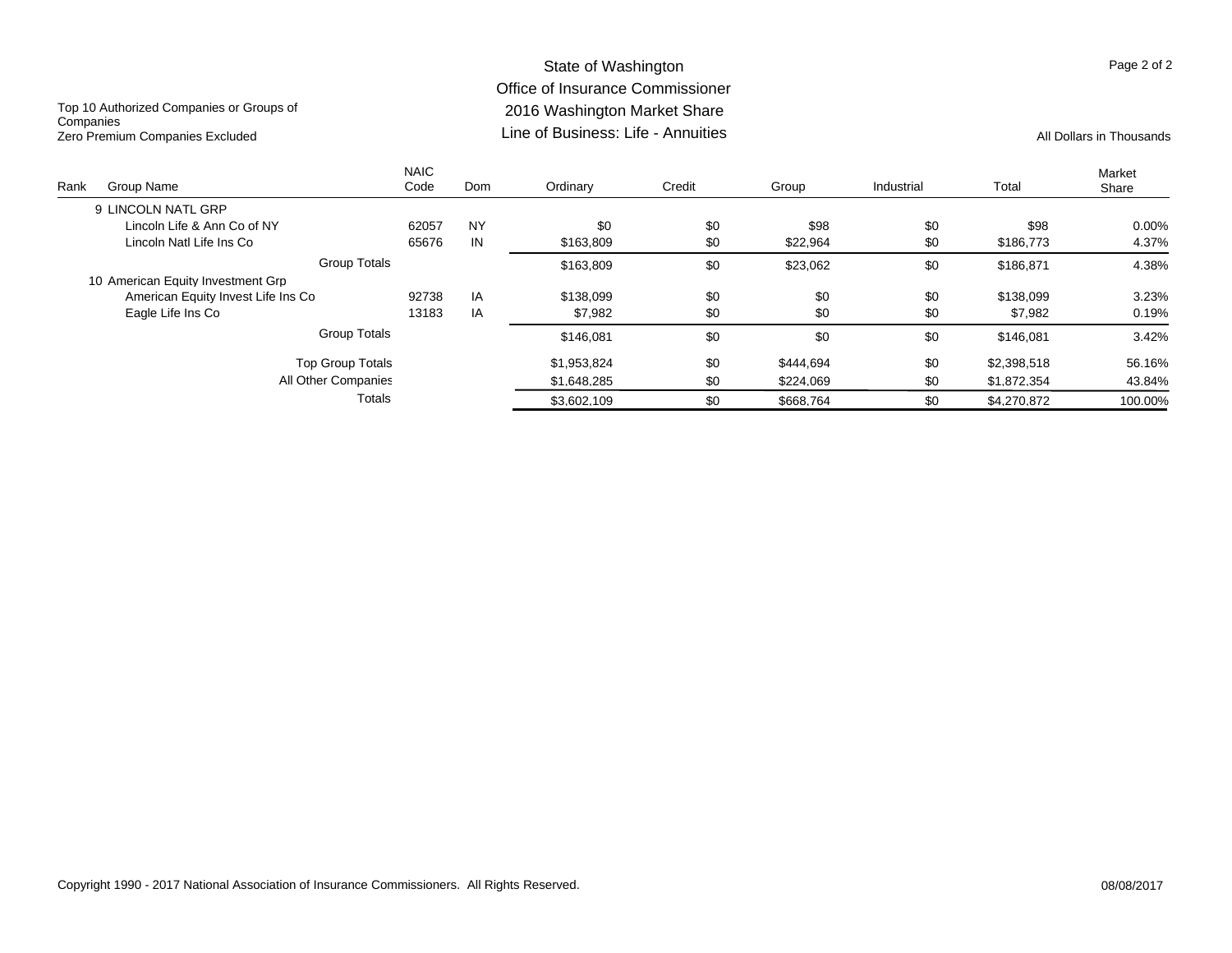# State of Washington
## Office of Insurance Commissioner
## 2016 Washington Market Share
## Line of Business: Life - Annuities

Top 10 Authorized Companies or Groups of Companies
Zero Premium Companies Excluded

All Dollars in Thousands

| Rank | Group Name | NAIC Code | Dom | Ordinary | Credit | Group | Industrial | Total | Market Share |
|---|---|---|---|---|---|---|---|---|---|
| 9 | LINCOLN NATL GRP | | | | | | | | |
| | Lincoln Life & Ann Co of NY | 62057 | NY | $0 | $0 | $98 | $0 | $98 | 0.00% |
| | Lincoln Natl Life Ins Co | 65676 | IN | $163,809 | $0 | $22,964 | $0 | $186,773 | 4.37% |
| | Group Totals | | | $163,809 | $0 | $23,062 | $0 | $186,871 | 4.38% |
| 10 | American Equity Investment Grp | | | | | | | | |
| | American Equity Invest Life Ins Co | 92738 | IA | $138,099 | $0 | $0 | $0 | $138,099 | 3.23% |
| | Eagle Life Ins Co | 13183 | IA | $7,982 | $0 | $0 | $0 | $7,982 | 0.19% |
| | Group Totals | | | $146,081 | $0 | $0 | $0 | $146,081 | 3.42% |
| | Top Group Totals | | | $1,953,824 | $0 | $444,694 | $0 | $2,398,518 | 56.16% |
| | All Other Companies | | | $1,648,285 | $0 | $224,069 | $0 | $1,872,354 | 43.84% |
| | Totals | | | $3,602,109 | $0 | $668,764 | $0 | $4,270,872 | 100.00% |

Copyright 1990 - 2017 National Association of Insurance Commissioners. All Rights Reserved.

08/08/2017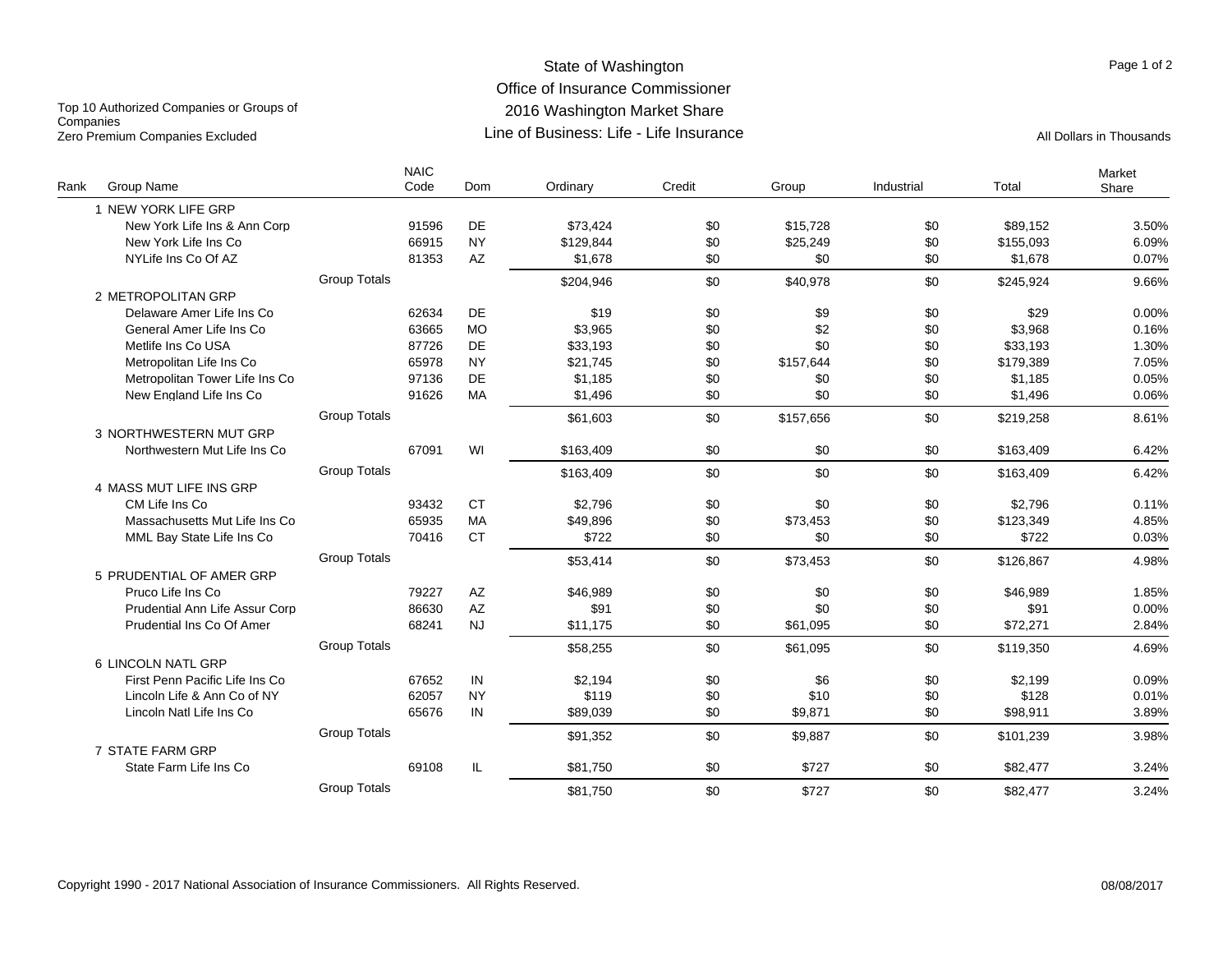# State of Washington
## Office of Insurance Commissioner
## 2016 Washington Market Share
## Line of Business: Life - Life Insurance

Top 10 Authorized Companies or Groups of Companies
Zero Premium Companies Excluded

All Dollars in Thousands

| Rank | Group Name | | NAIC Code | Dom | Ordinary | Credit | Group | Industrial | Total | Market Share |
|---|---|---|---|---|---|---|---|---|---|---|
| 1 | NEW YORK LIFE GRP | | | | | | | | | |
| | New York Life Ins & Ann Corp | | 91596 | DE | $73,424 | $0 | $15,728 | $0 | $89,152 | 3.50% |
| | New York Life Ins Co | | 66915 | NY | $129,844 | $0 | $25,249 | $0 | $155,093 | 6.09% |
| | NYLife Ins Co Of AZ | | 81353 | AZ | $1,678 | $0 | $0 | $0 | $1,678 | 0.07% |
| | | Group Totals | | | $204,946 | $0 | $40,978 | $0 | $245,924 | 9.66% |
| 2 | METROPOLITAN GRP | | | | | | | | | |
| | Delaware Amer Life Ins Co | | 62634 | DE | $19 | $0 | $9 | $0 | $29 | 0.00% |
| | General Amer Life Ins Co | | 63665 | MO | $3,965 | $0 | $2 | $0 | $3,968 | 0.16% |
| | Metlife Ins Co USA | | 87726 | DE | $33,193 | $0 | $0 | $0 | $33,193 | 1.30% |
| | Metropolitan Life Ins Co | | 65978 | NY | $21,745 | $0 | $157,644 | $0 | $179,389 | 7.05% |
| | Metropolitan Tower Life Ins Co | | 97136 | DE | $1,185 | $0 | $0 | $0 | $1,185 | 0.05% |
| | New England Life Ins Co | | 91626 | MA | $1,496 | $0 | $0 | $0 | $1,496 | 0.06% |
| | | Group Totals | | | $61,603 | $0 | $157,656 | $0 | $219,258 | 8.61% |
| 3 | NORTHWESTERN MUT GRP | | | | | | | | | |
| | Northwestern Mut Life Ins Co | | 67091 | WI | $163,409 | $0 | $0 | $0 | $163,409 | 6.42% |
| | | Group Totals | | | $163,409 | $0 | $0 | $0 | $163,409 | 6.42% |
| 4 | MASS MUT LIFE INS GRP | | | | | | | | | |
| | CM Life Ins Co | | 93432 | CT | $2,796 | $0 | $0 | $0 | $2,796 | 0.11% |
| | Massachusetts Mut Life Ins Co | | 65935 | MA | $49,896 | $0 | $73,453 | $0 | $123,349 | 4.85% |
| | MML Bay State Life Ins Co | | 70416 | CT | $722 | $0 | $0 | $0 | $722 | 0.03% |
| | | Group Totals | | | $53,414 | $0 | $73,453 | $0 | $126,867 | 4.98% |
| 5 | PRUDENTIAL OF AMER GRP | | | | | | | | | |
| | Pruco Life Ins Co | | 79227 | AZ | $46,989 | $0 | $0 | $0 | $46,989 | 1.85% |
| | Prudential Ann Life Assur Corp | | 86630 | AZ | $91 | $0 | $0 | $0 | $91 | 0.00% |
| | Prudential Ins Co Of Amer | | 68241 | NJ | $11,175 | $0 | $61,095 | $0 | $72,271 | 2.84% |
| | | Group Totals | | | $58,255 | $0 | $61,095 | $0 | $119,350 | 4.69% |
| 6 | LINCOLN NATL GRP | | | | | | | | | |
| | First Penn Pacific Life Ins Co | | 67652 | IN | $2,194 | $0 | $6 | $0 | $2,199 | 0.09% |
| | Lincoln Life & Ann Co of NY | | 62057 | NY | $119 | $0 | $10 | $0 | $128 | 0.01% |
| | Lincoln Natl Life Ins Co | | 65676 | IN | $89,039 | $0 | $9,871 | $0 | $98,911 | 3.89% |
| | | Group Totals | | | $91,352 | $0 | $9,887 | $0 | $101,239 | 3.98% |
| 7 | STATE FARM GRP | | | | | | | | | |
| | State Farm Life Ins Co | | 69108 | IL | $81,750 | $0 | $727 | $0 | $82,477 | 3.24% |
| | | Group Totals | | | $81,750 | $0 | $727 | $0 | $82,477 | 3.24% |

Copyright 1990 - 2017 National Association of Insurance Commissioners. All Rights Reserved.

08/08/2017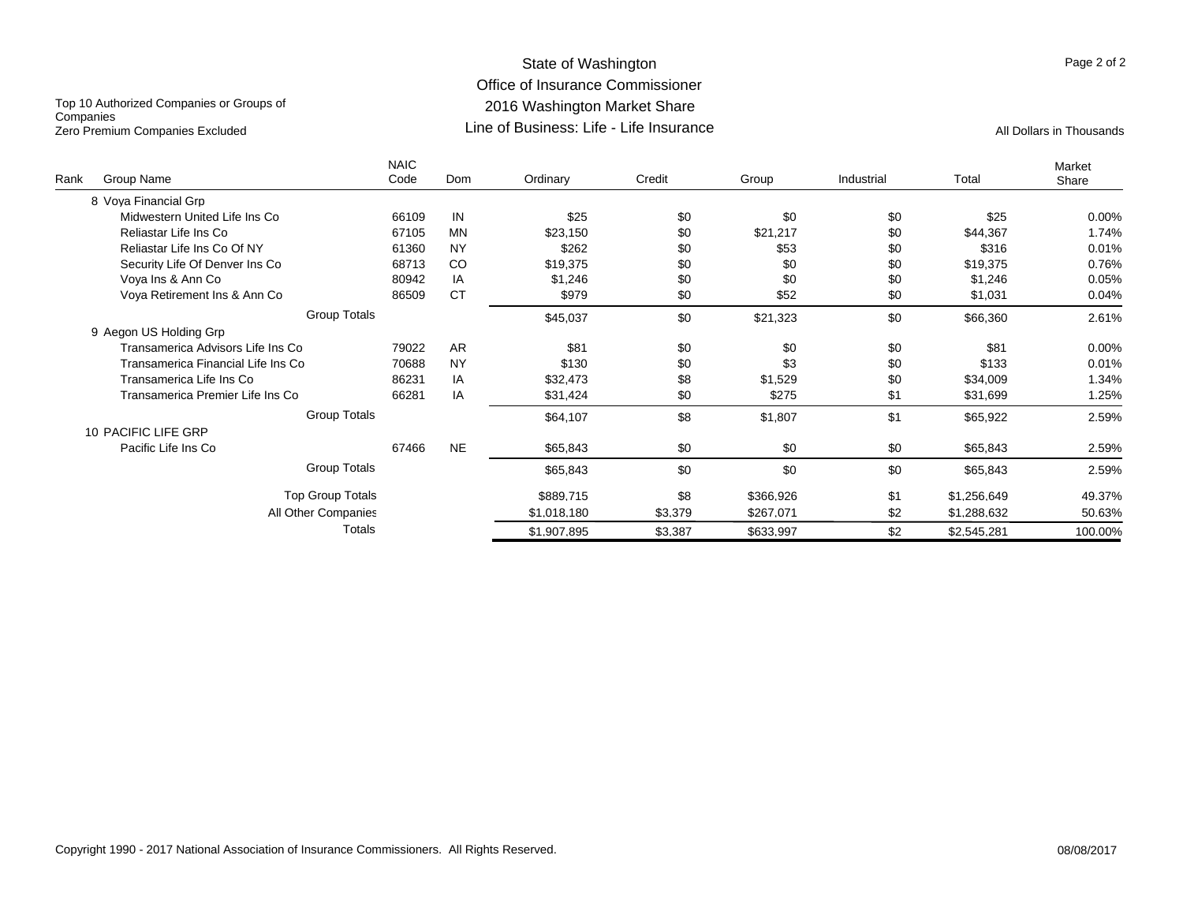# State of Washington
## Office of Insurance Commissioner
## 2016 Washington Market Share
## Line of Business: Life - Life Insurance

Top 10 Authorized Companies or Groups of Companies
Zero Premium Companies Excluded

All Dollars in Thousands

| Rank | Group Name | NAIC Code | Dom | Ordinary | Credit | Group | Industrial | Total | Market Share |
|---|---|---|---|---|---|---|---|---|---|
| 8 | Voya Financial Grp | | | | | | | | |
| | Midwestern United Life Ins Co | 66109 | IN | $25 | $0 | $0 | $0 | $25 | 0.00% |
| | Reliastar Life Ins Co | 67105 | MN | $23,150 | $0 | $21,217 | $0 | $44,367 | 1.74% |
| | Reliastar Life Ins Co Of NY | 61360 | NY | $262 | $0 | $53 | $0 | $316 | 0.01% |
| | Security Life Of Denver Ins Co | 68713 | CO | $19,375 | $0 | $0 | $0 | $19,375 | 0.76% |
| | Voya Ins & Ann Co | 80942 | IA | $1,246 | $0 | $0 | $0 | $1,246 | 0.05% |
| | Voya Retirement Ins & Ann Co | 86509 | CT | $979 | $0 | $52 | $0 | $1,031 | 0.04% |
| | Group Totals | | | $45,037 | $0 | $21,323 | $0 | $66,360 | 2.61% |
| 9 | Aegon US Holding Grp | | | | | | | | |
| | Transamerica Advisors Life Ins Co | 79022 | AR | $81 | $0 | $0 | $0 | $81 | 0.00% |
| | Transamerica Financial Life Ins Co | 70688 | NY | $130 | $0 | $3 | $0 | $133 | 0.01% |
| | Transamerica Life Ins Co | 86231 | IA | $32,473 | $8 | $1,529 | $0 | $34,009 | 1.34% |
| | Transamerica Premier Life Ins Co | 66281 | IA | $31,424 | $0 | $275 | $1 | $31,699 | 1.25% |
| | Group Totals | | | $64,107 | $8 | $1,807 | $1 | $65,922 | 2.59% |
| 10 | PACIFIC LIFE GRP | | | | | | | | |
| | Pacific Life Ins Co | 67466 | NE | $65,843 | $0 | $0 | $0 | $65,843 | 2.59% |
| | Group Totals | | | $65,843 | $0 | $0 | $0 | $65,843 | 2.59% |
| | Top Group Totals | | | $889,715 | $8 | $366,926 | $1 | $1,256,649 | 49.37% |
| | All Other Companies | | | $1,018,180 | $3,379 | $267,071 | $2 | $1,288,632 | 50.63% |
| | Totals | | | $1,907,895 | $3,387 | $633,997 | $2 | $2,545,281 | 100.00% |

Copyright 1990 - 2017 National Association of Insurance Commissioners. All Rights Reserved.

08/08/2017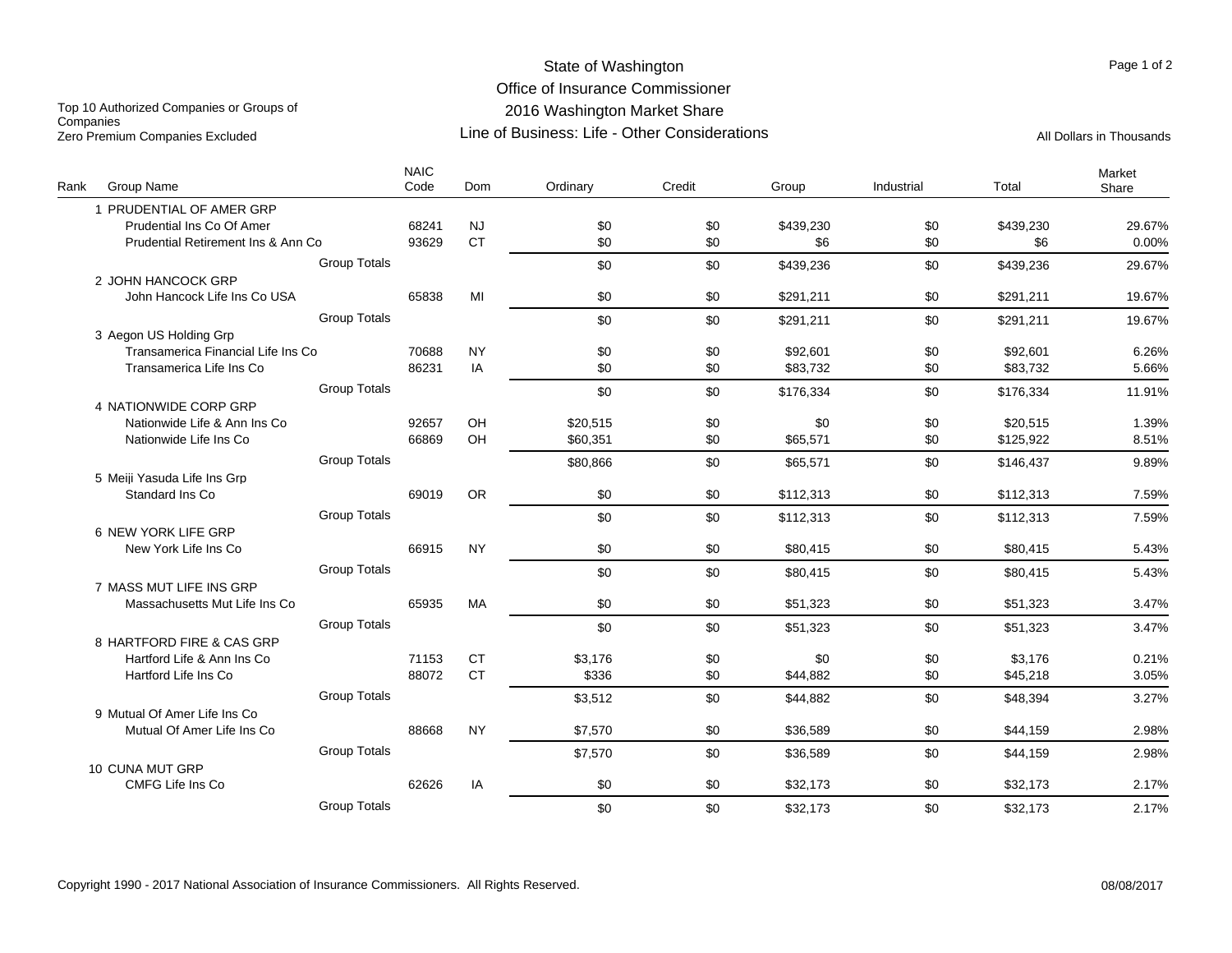# State of Washington
## Office of Insurance Commissioner
## 2016 Washington Market Share
## Line of Business: Life - Other Considerations

Top 10 Authorized Companies or Groups of Companies
Zero Premium Companies Excluded

All Dollars in Thousands

| Rank | Group Name | NAIC Code | Dom | Ordinary | Credit | Group | Industrial | Total | Market Share |
|---|---|---|---|---|---|---|---|---|---|
| 1 | PRUDENTIAL OF AMER GRP | | | | | | | | |
| | Prudential Ins Co Of Amer | 68241 | NJ | $0 | $0 | $439,230 | $0 | $439,230 | 29.67% |
| | Prudential Retirement Ins & Ann Co | 93629 | CT | $0 | $0 | $6 | $0 | $6 | 0.00% |
| | Group Totals | | | $0 | $0 | $439,236 | $0 | $439,236 | 29.67% |
| 2 | JOHN HANCOCK GRP | | | | | | | | |
| | John Hancock Life Ins Co USA | 65838 | MI | $0 | $0 | $291,211 | $0 | $291,211 | 19.67% |
| | Group Totals | | | $0 | $0 | $291,211 | $0 | $291,211 | 19.67% |
| 3 | Aegon US Holding Grp | | | | | | | | |
| | Transamerica Financial Life Ins Co | 70688 | NY | $0 | $0 | $92,601 | $0 | $92,601 | 6.26% |
| | Transamerica Life Ins Co | 86231 | IA | $0 | $0 | $83,732 | $0 | $83,732 | 5.66% |
| | Group Totals | | | $0 | $0 | $176,334 | $0 | $176,334 | 11.91% |
| 4 | NATIONWIDE CORP GRP | | | | | | | | |
| | Nationwide Life & Ann Ins Co | 92657 | OH | $20,515 | $0 | $0 | $0 | $20,515 | 1.39% |
| | Nationwide Life Ins Co | 66869 | OH | $60,351 | $0 | $65,571 | $0 | $125,922 | 8.51% |
| | Group Totals | | | $80,866 | $0 | $65,571 | $0 | $146,437 | 9.89% |
| 5 | Meiji Yasuda Life Ins Grp | | | | | | | | |
| | Standard Ins Co | 69019 | OR | $0 | $0 | $112,313 | $0 | $112,313 | 7.59% |
| | Group Totals | | | $0 | $0 | $112,313 | $0 | $112,313 | 7.59% |
| 6 | NEW YORK LIFE GRP | | | | | | | | |
| | New York Life Ins Co | 66915 | NY | $0 | $0 | $80,415 | $0 | $80,415 | 5.43% |
| | Group Totals | | | $0 | $0 | $80,415 | $0 | $80,415 | 5.43% |
| 7 | MASS MUT LIFE INS GRP | | | | | | | | |
| | Massachusetts Mut Life Ins Co | 65935 | MA | $0 | $0 | $51,323 | $0 | $51,323 | 3.47% |
| | Group Totals | | | $0 | $0 | $51,323 | $0 | $51,323 | 3.47% |
| 8 | HARTFORD FIRE & CAS GRP | | | | | | | | |
| | Hartford Life & Ann Ins Co | 71153 | CT | $3,176 | $0 | $0 | $0 | $3,176 | 0.21% |
| | Hartford Life Ins Co | 88072 | CT | $336 | $0 | $44,882 | $0 | $45,218 | 3.05% |
| | Group Totals | | | $3,512 | $0 | $44,882 | $0 | $48,394 | 3.27% |
| 9 | Mutual Of Amer Life Ins Co | | | | | | | | |
| | Mutual Of Amer Life Ins Co | 88668 | NY | $7,570 | $0 | $36,589 | $0 | $44,159 | 2.98% |
| | Group Totals | | | $7,570 | $0 | $36,589 | $0 | $44,159 | 2.98% |
| 10 | CUNA MUT GRP | | | | | | | | |
| | CMFG Life Ins Co | 62626 | IA | $0 | $0 | $32,173 | $0 | $32,173 | 2.17% |
| | Group Totals | | | $0 | $0 | $32,173 | $0 | $32,173 | 2.17% |

Copyright 1990 - 2017 National Association of Insurance Commissioners. All Rights Reserved. 08/08/2017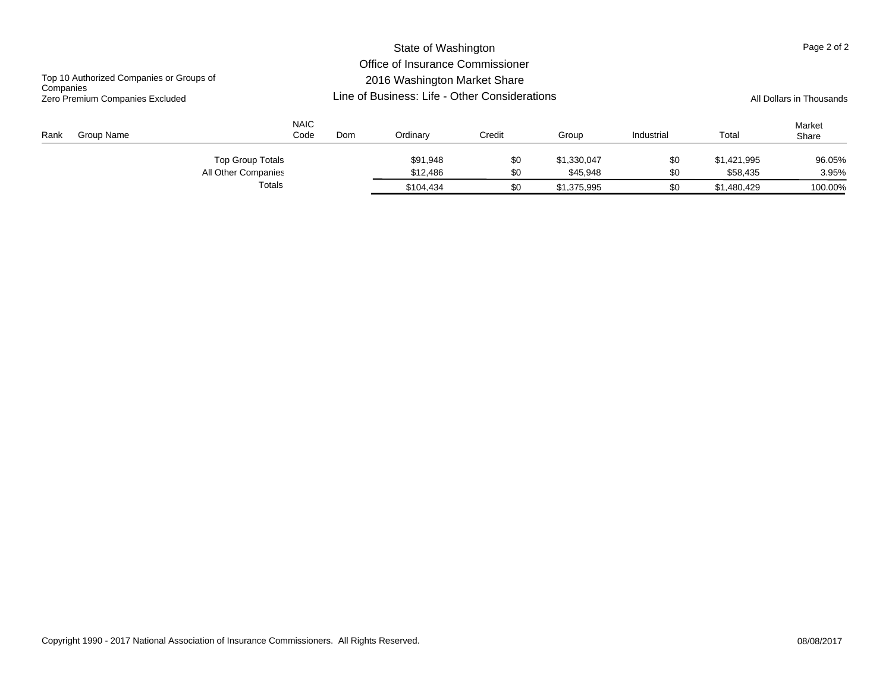State of Washington

Office of Insurance Commissioner

2016 Washington Market Share

Line of Business: Life - Other Considerations

Top 10 Authorized Companies or Groups of Companies

Zero Premium Companies Excluded

All Dollars in Thousands

| Rank | Group Name | NAIC Code | Dom | Ordinary | Credit | Group | Industrial | Total | Market Share |
|---|---|---|---|---|---|---|---|---|---|
| | Top Group Totals | | | $91,948 | $0 | $1,330,047 | $0 | $1,421,995 | 96.05% |
| | All Other Companies | | | $12,486 | $0 | $45,948 | $0 | $58,435 | 3.95% |
| | Totals | | | $104,434 | $0 | $1,375,995 | $0 | $1,480,429 | 100.00% |

Copyright 1990 - 2017 National Association of Insurance Commissioners. All Rights Reserved.

08/08/2017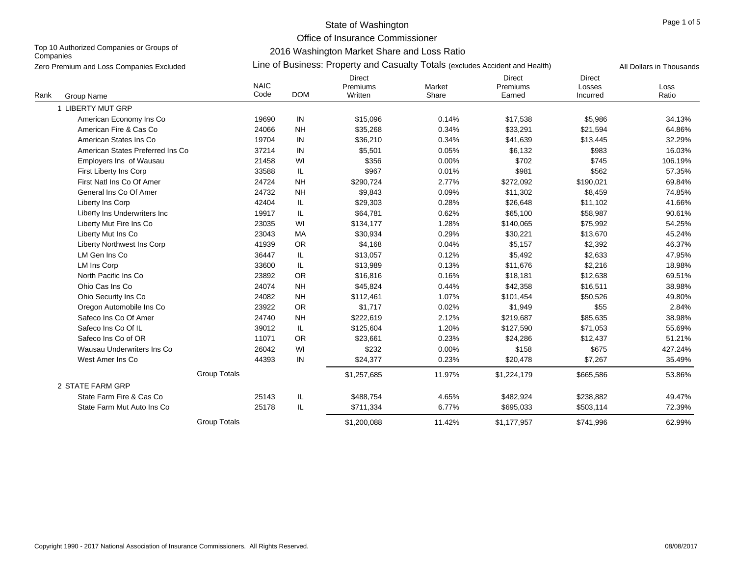# State of Washington

## Office of Insurance Commissioner

## 2016 Washington Market Share and Loss Ratio

Top 10 Authorized Companies or Groups of Companies

Zero Premium and Loss Companies Excluded

Line of Business: Property and Casualty Totals (excludes Accident and Health)

All Dollars in Thousands

| Rank | Group Name | NAIC Code | DOM | Direct Premiums Written | Market Share | Direct Premiums Earned | Direct Losses Incurred | Loss Ratio |
|---|---|---|---|---|---|---|---|---|
| 1 | LIBERTY MUT GRP | | | | | | | |
| | American Economy Ins Co | 19690 | IN | $15,096 | 0.14% | $17,538 | $5,986 | 34.13% |
| | American Fire & Cas Co | 24066 | NH | $35,268 | 0.34% | $33,291 | $21,594 | 64.86% |
| | American States Ins Co | 19704 | IN | $36,210 | 0.34% | $41,639 | $13,445 | 32.29% |
| | American States Preferred Ins Co | 37214 | IN | $5,501 | 0.05% | $6,132 | $983 | 16.03% |
| | Employers Ins of Wausau | 21458 | WI | $356 | 0.00% | $702 | $745 | 106.19% |
| | First Liberty Ins Corp | 33588 | IL | $967 | 0.01% | $981 | $562 | 57.35% |
| | First Natl Ins Co Of Amer | 24724 | NH | $290,724 | 2.77% | $272,092 | $190,021 | 69.84% |
| | General Ins Co Of Amer | 24732 | NH | $9,843 | 0.09% | $11,302 | $8,459 | 74.85% |
| | Liberty Ins Corp | 42404 | IL | $29,303 | 0.28% | $26,648 | $11,102 | 41.66% |
| | Liberty Ins Underwriters Inc | 19917 | IL | $64,781 | 0.62% | $65,100 | $58,987 | 90.61% |
| | Liberty Mut Fire Ins Co | 23035 | WI | $134,177 | 1.28% | $140,065 | $75,992 | 54.25% |
| | Liberty Mut Ins Co | 23043 | MA | $30,934 | 0.29% | $30,221 | $13,670 | 45.24% |
| | Liberty Northwest Ins Corp | 41939 | OR | $4,168 | 0.04% | $5,157 | $2,392 | 46.37% |
| | LM Gen Ins Co | 36447 | IL | $13,057 | 0.12% | $5,492 | $2,633 | 47.95% |
| | LM Ins Corp | 33600 | IL | $13,989 | 0.13% | $11,676 | $2,216 | 18.98% |
| | North Pacific Ins Co | 23892 | OR | $16,816 | 0.16% | $18,181 | $12,638 | 69.51% |
| | Ohio Cas Ins Co | 24074 | NH | $45,824 | 0.44% | $42,358 | $16,511 | 38.98% |
| | Ohio Security Ins Co | 24082 | NH | $112,461 | 1.07% | $101,454 | $50,526 | 49.80% |
| | Oregon Automobile Ins Co | 23922 | OR | $1,717 | 0.02% | $1,949 | $55 | 2.84% |
| | Safeco Ins Co Of Amer | 24740 | NH | $222,619 | 2.12% | $219,687 | $85,635 | 38.98% |
| | Safeco Ins Co Of IL | 39012 | IL | $125,604 | 1.20% | $127,590 | $71,053 | 55.69% |
| | Safeco Ins Co of OR | 11071 | OR | $23,661 | 0.23% | $24,286 | $12,437 | 51.21% |
| | Wausau Underwriters Ins Co | 26042 | WI | $232 | 0.00% | $158 | $675 | 427.24% |
| | West Amer Ins Co | 44393 | IN | $24,377 | 0.23% | $20,478 | $7,267 | 35.49% |
| | Group Totals | | | $1,257,685 | 11.97% | $1,224,179 | $665,586 | 53.86% |
| 2 | STATE FARM GRP | | | | | | | |
| | State Farm Fire & Cas Co | 25143 | IL | $488,754 | 4.65% | $482,924 | $238,882 | 49.47% |
| | State Farm Mut Auto Ins Co | 25178 | IL | $711,334 | 6.77% | $695,033 | $503,114 | 72.39% |
| | Group Totals | | | $1,200,088 | 11.42% | $1,177,957 | $741,996 | 62.99% |

Copyright 1990 - 2017 National Association of Insurance Commissioners. All Rights Reserved.

08/08/2017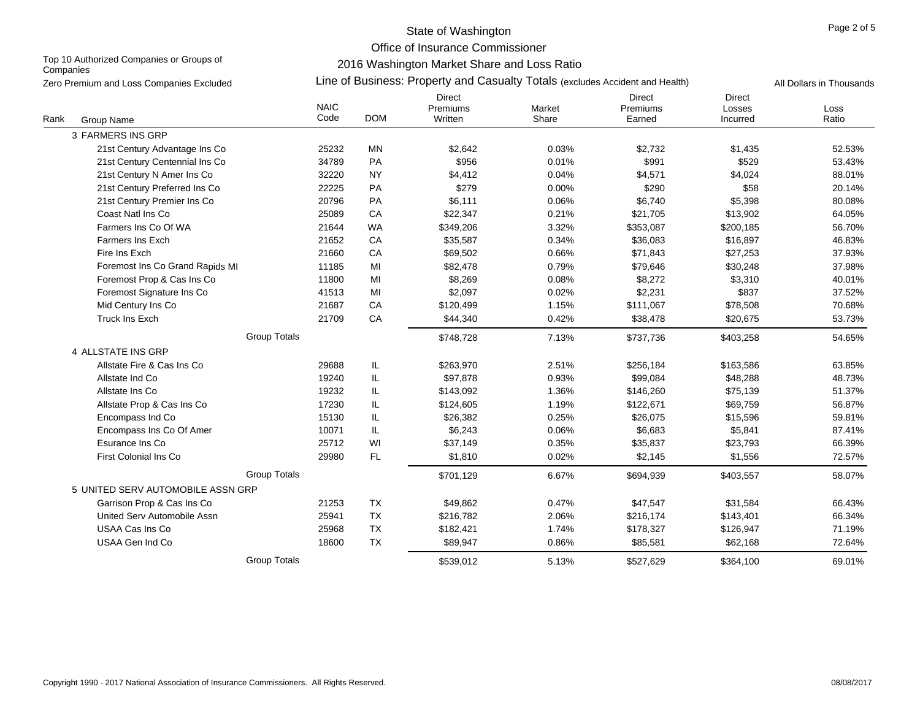State of Washington

Office of Insurance Commissioner

2016 Washington Market Share and Loss Ratio

Top 10 Authorized Companies or Groups of Companies

Zero Premium and Loss Companies Excluded

Line of Business: Property and Casualty Totals (excludes Accident and Health)

All Dollars in Thousands

| Rank | Group Name | NAIC Code | DOM | Direct Premiums Written | Market Share | Direct Premiums Earned | Direct Losses Incurred | Loss Ratio |
|---|---|---|---|---|---|---|---|---|
| 3 | FARMERS INS GRP | | | | | | | |
| | 21st Century Advantage Ins Co | 25232 | MN | $2,642 | 0.03% | $2,732 | $1,435 | 52.53% |
| | 21st Century Centennial Ins Co | 34789 | PA | $956 | 0.01% | $991 | $529 | 53.43% |
| | 21st Century N Amer Ins Co | 32220 | NY | $4,412 | 0.04% | $4,571 | $4,024 | 88.01% |
| | 21st Century Preferred Ins Co | 22225 | PA | $279 | 0.00% | $290 | $58 | 20.14% |
| | 21st Century Premier Ins Co | 20796 | PA | $6,111 | 0.06% | $6,740 | $5,398 | 80.08% |
| | Coast Natl Ins Co | 25089 | CA | $22,347 | 0.21% | $21,705 | $13,902 | 64.05% |
| | Farmers Ins Co Of WA | 21644 | WA | $349,206 | 3.32% | $353,087 | $200,185 | 56.70% |
| | Farmers Ins Exch | 21652 | CA | $35,587 | 0.34% | $36,083 | $16,897 | 46.83% |
| | Fire Ins Exch | 21660 | CA | $69,502 | 0.66% | $71,843 | $27,253 | 37.93% |
| | Foremost Ins Co Grand Rapids MI | 11185 | MI | $82,478 | 0.79% | $79,646 | $30,248 | 37.98% |
| | Foremost Prop & Cas Ins Co | 11800 | MI | $8,269 | 0.08% | $8,272 | $3,310 | 40.01% |
| | Foremost Signature Ins Co | 41513 | MI | $2,097 | 0.02% | $2,231 | $837 | 37.52% |
| | Mid Century Ins Co | 21687 | CA | $120,499 | 1.15% | $111,067 | $78,508 | 70.68% |
| | Truck Ins Exch | 21709 | CA | $44,340 | 0.42% | $38,478 | $20,675 | 53.73% |
| | Group Totals | | | $748,728 | 7.13% | $737,736 | $403,258 | 54.65% |
| 4 | ALLSTATE INS GRP | | | | | | | |
| | Allstate Fire & Cas Ins Co | 29688 | IL | $263,970 | 2.51% | $256,184 | $163,586 | 63.85% |
| | Allstate Ind Co | 19240 | IL | $97,878 | 0.93% | $99,084 | $48,288 | 48.73% |
| | Allstate Ins Co | 19232 | IL | $143,092 | 1.36% | $146,260 | $75,139 | 51.37% |
| | Allstate Prop & Cas Ins Co | 17230 | IL | $124,605 | 1.19% | $122,671 | $69,759 | 56.87% |
| | Encompass Ind Co | 15130 | IL | $26,382 | 0.25% | $26,075 | $15,596 | 59.81% |
| | Encompass Ins Co Of Amer | 10071 | IL | $6,243 | 0.06% | $6,683 | $5,841 | 87.41% |
| | Esurance Ins Co | 25712 | WI | $37,149 | 0.35% | $35,837 | $23,793 | 66.39% |
| | First Colonial Ins Co | 29980 | FL | $1,810 | 0.02% | $2,145 | $1,556 | 72.57% |
| | Group Totals | | | $701,129 | 6.67% | $694,939 | $403,557 | 58.07% |
| 5 | UNITED SERV AUTOMOBILE ASSN GRP | | | | | | | |
| | Garrison Prop & Cas Ins Co | 21253 | TX | $49,862 | 0.47% | $47,547 | $31,584 | 66.43% |
| | United Serv Automobile Assn | 25941 | TX | $216,782 | 2.06% | $216,174 | $143,401 | 66.34% |
| | USAA Cas Ins Co | 25968 | TX | $182,421 | 1.74% | $178,327 | $126,947 | 71.19% |
| | USAA Gen Ind Co | 18600 | TX | $89,947 | 0.86% | $85,581 | $62,168 | 72.64% |
| | Group Totals | | | $539,012 | 5.13% | $527,629 | $364,100 | 69.01% |

Copyright 1990 - 2017 National Association of Insurance Commissioners. All Rights Reserved.

08/08/2017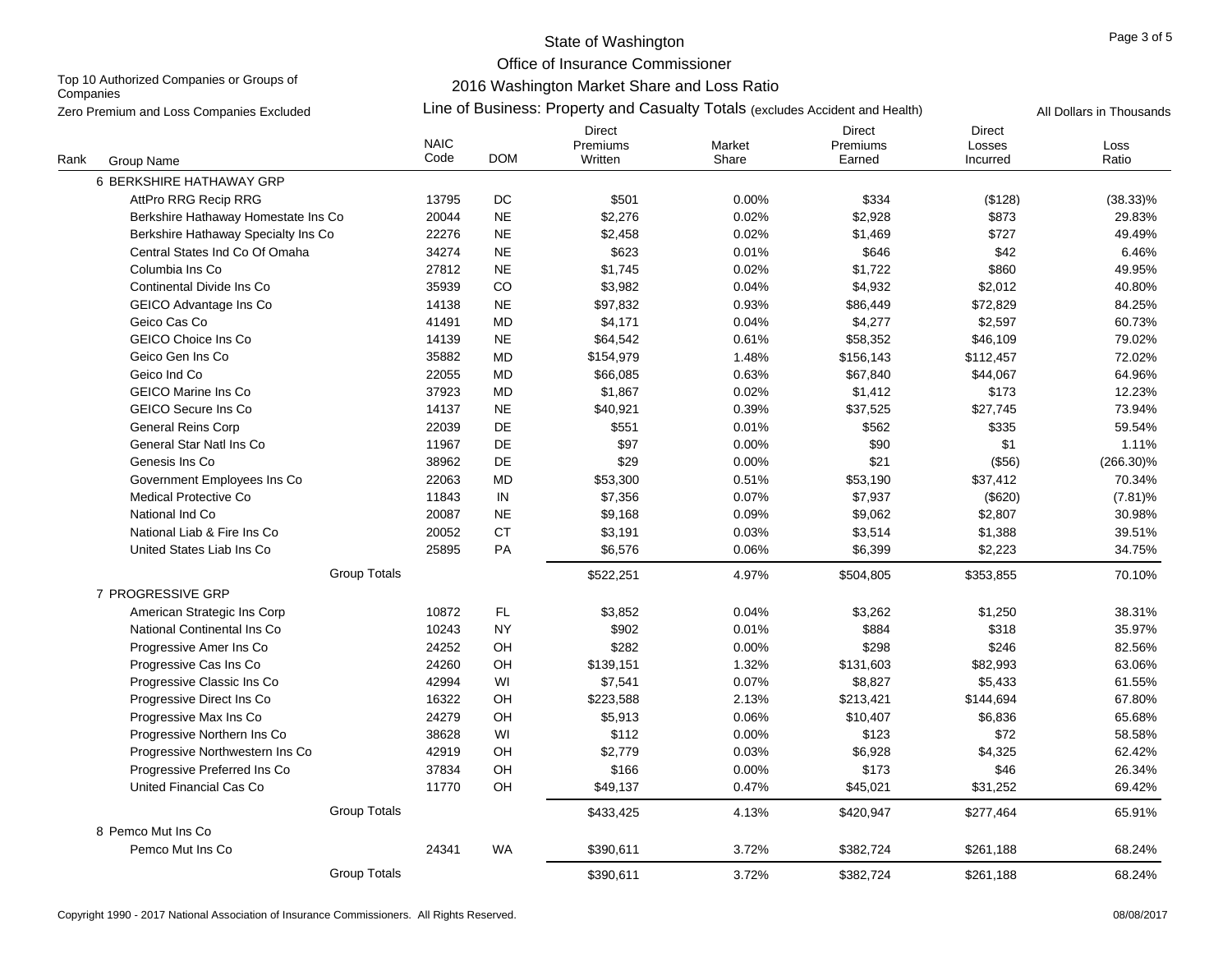# State of Washington
## Office of Insurance Commissioner
## 2016 Washington Market Share and Loss Ratio

Top 10 Authorized Companies or Groups of Companies

Zero Premium and Loss Companies Excluded

Line of Business: Property and Casualty Totals (excludes Accident and Health)

All Dollars in Thousands

| Rank | Group Name | NAIC Code | DOM | Direct Premiums Written | Market Share | Direct Premiums Earned | Direct Losses Incurred | Loss Ratio |
|---|---|---|---|---|---|---|---|---|
| 6 | BERKSHIRE HATHAWAY GRP | | | | | | | |
| | AttPro RRG Recip RRG | 13795 | DC | $501 | 0.00% | $334 | ($128) | (38.33)% |
| | Berkshire Hathaway Homestate Ins Co | 20044 | NE | $2,276 | 0.02% | $2,928 | $873 | 29.83% |
| | Berkshire Hathaway Specialty Ins Co | 22276 | NE | $2,458 | 0.02% | $1,469 | $727 | 49.49% |
| | Central States Ind Co Of Omaha | 34274 | NE | $623 | 0.01% | $646 | $42 | 6.46% |
| | Columbia Ins Co | 27812 | NE | $1,745 | 0.02% | $1,722 | $860 | 49.95% |
| | Continental Divide Ins Co | 35939 | CO | $3,982 | 0.04% | $4,932 | $2,012 | 40.80% |
| | GEICO Advantage Ins Co | 14138 | NE | $97,832 | 0.93% | $86,449 | $72,829 | 84.25% |
| | Geico Cas Co | 41491 | MD | $4,171 | 0.04% | $4,277 | $2,597 | 60.73% |
| | GEICO Choice Ins Co | 14139 | NE | $64,542 | 0.61% | $58,352 | $46,109 | 79.02% |
| | Geico Gen Ins Co | 35882 | MD | $154,979 | 1.48% | $156,143 | $112,457 | 72.02% |
| | Geico Ind Co | 22055 | MD | $66,085 | 0.63% | $67,840 | $44,067 | 64.96% |
| | GEICO Marine Ins Co | 37923 | MD | $1,867 | 0.02% | $1,412 | $173 | 12.23% |
| | GEICO Secure Ins Co | 14137 | NE | $40,921 | 0.39% | $37,525 | $27,745 | 73.94% |
| | General Reins Corp | 22039 | DE | $551 | 0.01% | $562 | $335 | 59.54% |
| | General Star Natl Ins Co | 11967 | DE | $97 | 0.00% | $90 | $1 | 1.11% |
| | Genesis Ins Co | 38962 | DE | $29 | 0.00% | $21 | ($56) | (266.30)% |
| | Government Employees Ins Co | 22063 | MD | $53,300 | 0.51% | $53,190 | $37,412 | 70.34% |
| | Medical Protective Co | 11843 | IN | $7,356 | 0.07% | $7,937 | ($620) | (7.81)% |
| | National Ind Co | 20087 | NE | $9,168 | 0.09% | $9,062 | $2,807 | 30.98% |
| | National Liab & Fire Ins Co | 20052 | CT | $3,191 | 0.03% | $3,514 | $1,388 | 39.51% |
| | United States Liab Ins Co | 25895 | PA | $6,576 | 0.06% | $6,399 | $2,223 | 34.75% |
| | Group Totals | | | $522,251 | 4.97% | $504,805 | $353,855 | 70.10% |
| 7 | PROGRESSIVE GRP | | | | | | | |
| | American Strategic Ins Corp | 10872 | FL | $3,852 | 0.04% | $3,262 | $1,250 | 38.31% |
| | National Continental Ins Co | 10243 | NY | $902 | 0.01% | $884 | $318 | 35.97% |
| | Progressive Amer Ins Co | 24252 | OH | $282 | 0.00% | $298 | $246 | 82.56% |
| | Progressive Cas Ins Co | 24260 | OH | $139,151 | 1.32% | $131,603 | $82,993 | 63.06% |
| | Progressive Classic Ins Co | 42994 | WI | $7,541 | 0.07% | $8,827 | $5,433 | 61.55% |
| | Progressive Direct Ins Co | 16322 | OH | $223,588 | 2.13% | $213,421 | $144,694 | 67.80% |
| | Progressive Max Ins Co | 24279 | OH | $5,913 | 0.06% | $10,407 | $6,836 | 65.68% |
| | Progressive Northern Ins Co | 38628 | WI | $112 | 0.00% | $123 | $72 | 58.58% |
| | Progressive Northwestern Ins Co | 42919 | OH | $2,779 | 0.03% | $6,928 | $4,325 | 62.42% |
| | Progressive Preferred Ins Co | 37834 | OH | $166 | 0.00% | $173 | $46 | 26.34% |
| | United Financial Cas Co | 11770 | OH | $49,137 | 0.47% | $45,021 | $31,252 | 69.42% |
| | Group Totals | | | $433,425 | 4.13% | $420,947 | $277,464 | 65.91% |
| 8 | Pemco Mut Ins Co | | | | | | | |
| | Pemco Mut Ins Co | 24341 | WA | $390,611 | 3.72% | $382,724 | $261,188 | 68.24% |
| | Group Totals | | | $390,611 | 3.72% | $382,724 | $261,188 | 68.24% |

Copyright 1990 - 2017 National Association of Insurance Commissioners. All Rights Reserved.

08/08/2017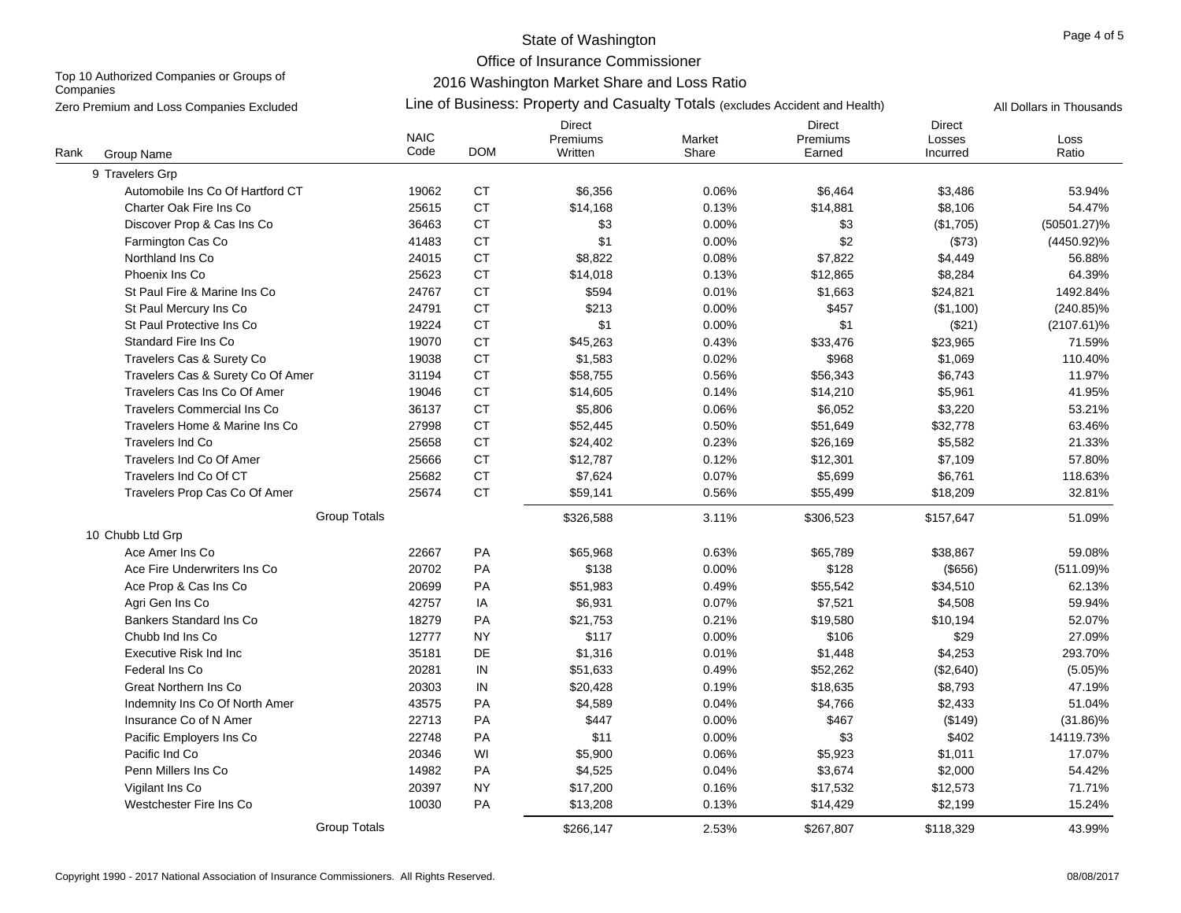# State of Washington

## Office of Insurance Commissioner

## 2016 Washington Market Share and Loss Ratio

Top 10 Authorized Companies or Groups of Companies

Zero Premium and Loss Companies Excluded

Line of Business: Property and Casualty Totals (excludes Accident and Health)

All Dollars in Thousands

| Rank | Group Name | NAIC Code | DOM | Direct Premiums Written | Market Share | Direct Premiums Earned | Direct Losses Incurred | Loss Ratio |
|---|---|---|---|---|---|---|---|---|
| 9 | Travelers Grp | | | | | | | |
| | Automobile Ins Co Of Hartford CT | 19062 | CT | $6,356 | 0.06% | $6,464 | $3,486 | 53.94% |
| | Charter Oak Fire Ins Co | 25615 | CT | $14,168 | 0.13% | $14,881 | $8,106 | 54.47% |
| | Discover Prop & Cas Ins Co | 36463 | CT | $3 | 0.00% | $3 | ($1,705) | (50501.27)% |
| | Farmington Cas Co | 41483 | CT | $1 | 0.00% | $2 | ($73) | (4450.92)% |
| | Northland Ins Co | 24015 | CT | $8,822 | 0.08% | $7,822 | $4,449 | 56.88% |
| | Phoenix Ins Co | 25623 | CT | $14,018 | 0.13% | $12,865 | $8,284 | 64.39% |
| | St Paul Fire & Marine Ins Co | 24767 | CT | $594 | 0.01% | $1,663 | $24,821 | 1492.84% |
| | St Paul Mercury Ins Co | 24791 | CT | $213 | 0.00% | $457 | ($1,100) | (240.85)% |
| | St Paul Protective Ins Co | 19224 | CT | $1 | 0.00% | $1 | ($21) | (2107.61)% |
| | Standard Fire Ins Co | 19070 | CT | $45,263 | 0.43% | $33,476 | $23,965 | 71.59% |
| | Travelers Cas & Surety Co | 19038 | CT | $1,583 | 0.02% | $968 | $1,069 | 110.40% |
| | Travelers Cas & Surety Co Of Amer | 31194 | CT | $58,755 | 0.56% | $56,343 | $6,743 | 11.97% |
| | Travelers Cas Ins Co Of Amer | 19046 | CT | $14,605 | 0.14% | $14,210 | $5,961 | 41.95% |
| | Travelers Commercial Ins Co | 36137 | CT | $5,806 | 0.06% | $6,052 | $3,220 | 53.21% |
| | Travelers Home & Marine Ins Co | 27998 | CT | $52,445 | 0.50% | $51,649 | $32,778 | 63.46% |
| | Travelers Ind Co | 25658 | CT | $24,402 | 0.23% | $26,169 | $5,582 | 21.33% |
| | Travelers Ind Co Of Amer | 25666 | CT | $12,787 | 0.12% | $12,301 | $7,109 | 57.80% |
| | Travelers Ind Co Of CT | 25682 | CT | $7,624 | 0.07% | $5,699 | $6,761 | 118.63% |
| | Travelers Prop Cas Co Of Amer | 25674 | CT | $59,141 | 0.56% | $55,499 | $18,209 | 32.81% |
| | Group Totals | | | $326,588 | 3.11% | $306,523 | $157,647 | 51.09% |
| 10 | Chubb Ltd Grp | | | | | | | |
| | Ace Amer Ins Co | 22667 | PA | $65,968 | 0.63% | $65,789 | $38,867 | 59.08% |
| | Ace Fire Underwriters Ins Co | 20702 | PA | $138 | 0.00% | $128 | ($656) | (511.09)% |
| | Ace Prop & Cas Ins Co | 20699 | PA | $51,983 | 0.49% | $55,542 | $34,510 | 62.13% |
| | Agri Gen Ins Co | 42757 | IA | $6,931 | 0.07% | $7,521 | $4,508 | 59.94% |
| | Bankers Standard Ins Co | 18279 | PA | $21,753 | 0.21% | $19,580 | $10,194 | 52.07% |
| | Chubb Ind Ins Co | 12777 | NY | $117 | 0.00% | $106 | $29 | 27.09% |
| | Executive Risk Ind Inc | 35181 | DE | $1,316 | 0.01% | $1,448 | $4,253 | 293.70% |
| | Federal Ins Co | 20281 | IN | $51,633 | 0.49% | $52,262 | ($2,640) | (5.05)% |
| | Great Northern Ins Co | 20303 | IN | $20,428 | 0.19% | $18,635 | $8,793 | 47.19% |
| | Indemnity Ins Co Of North Amer | 43575 | PA | $4,589 | 0.04% | $4,766 | $2,433 | 51.04% |
| | Insurance Co of N Amer | 22713 | PA | $447 | 0.00% | $467 | ($149) | (31.86)% |
| | Pacific Employers Ins Co | 22748 | PA | $11 | 0.00% | $3 | $402 | 14119.73% |
| | Pacific Ind Co | 20346 | WI | $5,900 | 0.06% | $5,923 | $1,011 | 17.07% |
| | Penn Millers Ins Co | 14982 | PA | $4,525 | 0.04% | $3,674 | $2,000 | 54.42% |
| | Vigilant Ins Co | 20397 | NY | $17,200 | 0.16% | $17,532 | $12,573 | 71.71% |
| | Westchester Fire Ins Co | 10030 | PA | $13,208 | 0.13% | $14,429 | $2,199 | 15.24% |
| | Group Totals | | | $266,147 | 2.53% | $267,807 | $118,329 | 43.99% |

Copyright 1990 - 2017 National Association of Insurance Commissioners. All Rights Reserved.

08/08/2017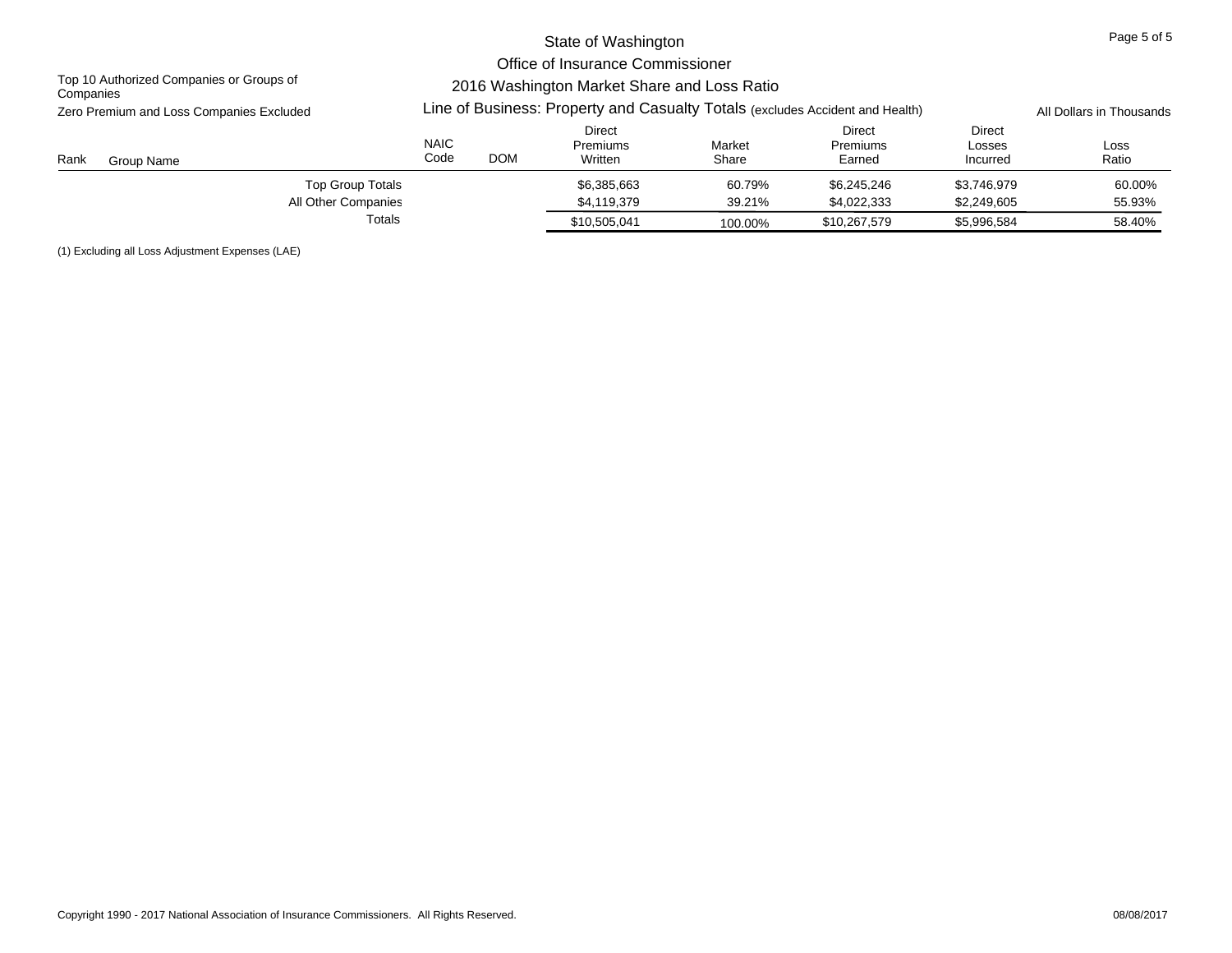State of Washington
Office of Insurance Commissioner
2016 Washington Market Share and Loss Ratio

Top 10 Authorized Companies or Groups of Companies
Zero Premium and Loss Companies Excluded

Line of Business: Property and Casualty Totals (excludes Accident and Health)

All Dollars in Thousands

| Rank | Group Name | NAIC Code | DOM | Direct Premiums Written | Market Share | Direct Premiums Earned | Direct Losses Incurred | Loss Ratio |
|---|---|---|---|---|---|---|---|---|
| | Top Group Totals | | | $6,385,663 | 60.79% | $6,245,246 | $3,746,979 | 60.00% |
| | All Other Companies | | | $4,119,379 | 39.21% | $4,022,333 | $2,249,605 | 55.93% |
| | Totals | | | $10,505,041 | 100.00% | $10,267,579 | $5,996,584 | 58.40% |

(1) Excluding all Loss Adjustment Expenses (LAE)

Copyright 1990 - 2017 National Association of Insurance Commissioners. All Rights Reserved. 08/08/2017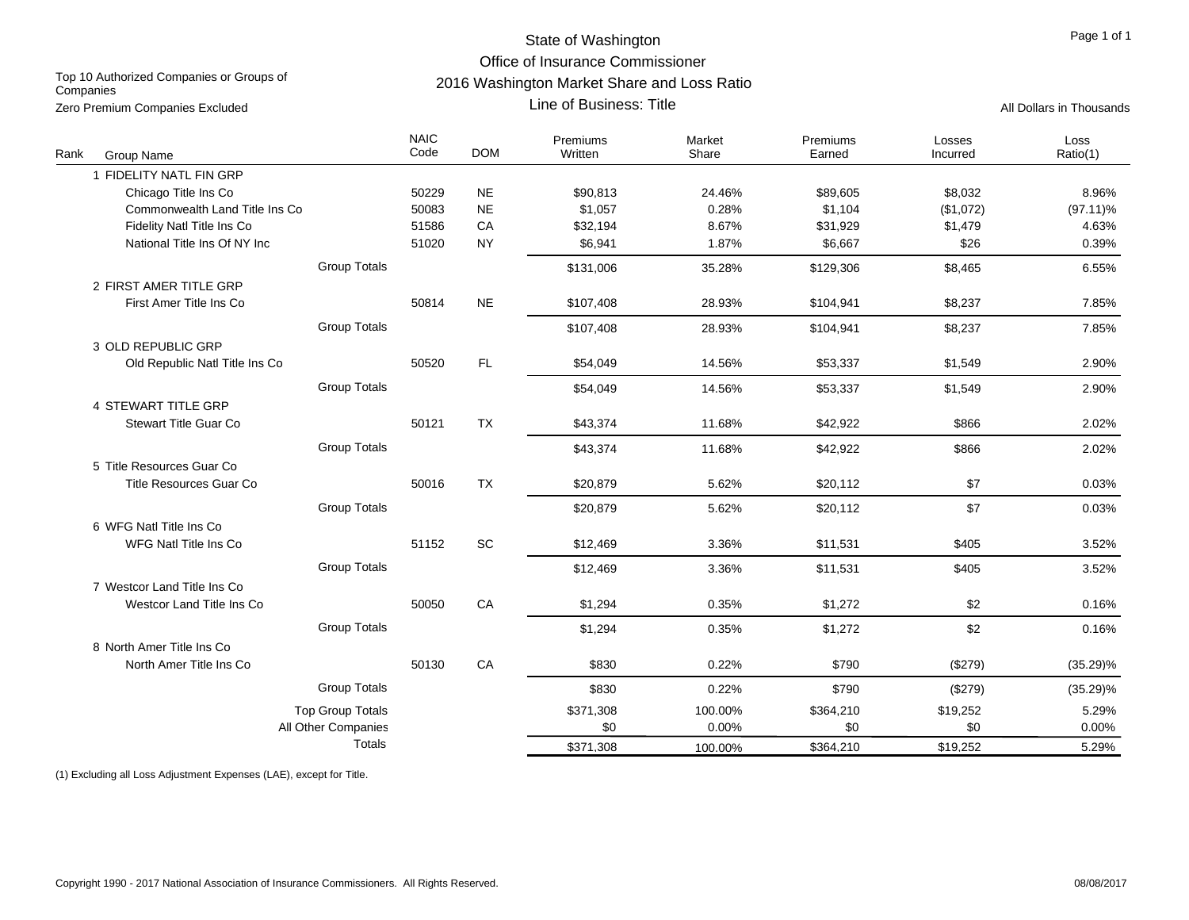Top 10 Authorized Companies or Groups of Companies

Zero Premium Companies Excluded

# State of Washington
## Office of Insurance Commissioner
## 2016 Washington Market Share and Loss Ratio
## Line of Business: Title

All Dollars in Thousands

| Rank | Group Name | NAIC Code | DOM | Premiums Written | Market Share | Premiums Earned | Losses Incurred | Loss Ratio(1) |
|---|---|---|---|---|---|---|---|---|
| 1 | FIDELITY NATL FIN GRP | | | | | | | |
| | Chicago Title Ins Co | 50229 | NE | $90,813 | 24.46% | $89,605 | $8,032 | 8.96% |
| | Commonwealth Land Title Ins Co | 50083 | NE | $1,057 | 0.28% | $1,104 | ($1,072) | (97.11)% |
| | Fidelity Natl Title Ins Co | 51586 | CA | $32,194 | 8.67% | $31,929 | $1,479 | 4.63% |
| | National Title Ins Of NY Inc | 51020 | NY | $6,941 | 1.87% | $6,667 | $26 | 0.39% |
| | Group Totals | | | $131,006 | 35.28% | $129,306 | $8,465 | 6.55% |
| 2 | FIRST AMER TITLE GRP | | | | | | | |
| | First Amer Title Ins Co | 50814 | NE | $107,408 | 28.93% | $104,941 | $8,237 | 7.85% |
| | Group Totals | | | $107,408 | 28.93% | $104,941 | $8,237 | 7.85% |
| 3 | OLD REPUBLIC GRP | | | | | | | |
| | Old Republic Natl Title Ins Co | 50520 | FL | $54,049 | 14.56% | $53,337 | $1,549 | 2.90% |
| | Group Totals | | | $54,049 | 14.56% | $53,337 | $1,549 | 2.90% |
| 4 | STEWART TITLE GRP | | | | | | | |
| | Stewart Title Guar Co | 50121 | TX | $43,374 | 11.68% | $42,922 | $866 | 2.02% |
| | Group Totals | | | $43,374 | 11.68% | $42,922 | $866 | 2.02% |
| 5 | Title Resources Guar Co | | | | | | | |
| | Title Resources Guar Co | 50016 | TX | $20,879 | 5.62% | $20,112 | $7 | 0.03% |
| | Group Totals | | | $20,879 | 5.62% | $20,112 | $7 | 0.03% |
| 6 | WFG Natl Title Ins Co | | | | | | | |
| | WFG Natl Title Ins Co | 51152 | SC | $12,469 | 3.36% | $11,531 | $405 | 3.52% |
| | Group Totals | | | $12,469 | 3.36% | $11,531 | $405 | 3.52% |
| 7 | Westcor Land Title Ins Co | | | | | | | |
| | Westcor Land Title Ins Co | 50050 | CA | $1,294 | 0.35% | $1,272 | $2 | 0.16% |
| | Group Totals | | | $1,294 | 0.35% | $1,272 | $2 | 0.16% |
| 8 | North Amer Title Ins Co | | | | | | | |
| | North Amer Title Ins Co | 50130 | CA | $830 | 0.22% | $790 | ($279) | (35.29)% |
| | Group Totals | | | $830 | 0.22% | $790 | ($279) | (35.29)% |
| | Top Group Totals | | | $371,308 | 100.00% | $364,210 | $19,252 | 5.29% |
| | All Other Companies | | | $0 | 0.00% | $0 | $0 | 0.00% |
| | Totals | | | $371,308 | 100.00% | $364,210 | $19,252 | 5.29% |

(1) Excluding all Loss Adjustment Expenses (LAE), except for Title.

Copyright 1990 - 2017 National Association of Insurance Commissioners. All Rights Reserved.

08/08/2017